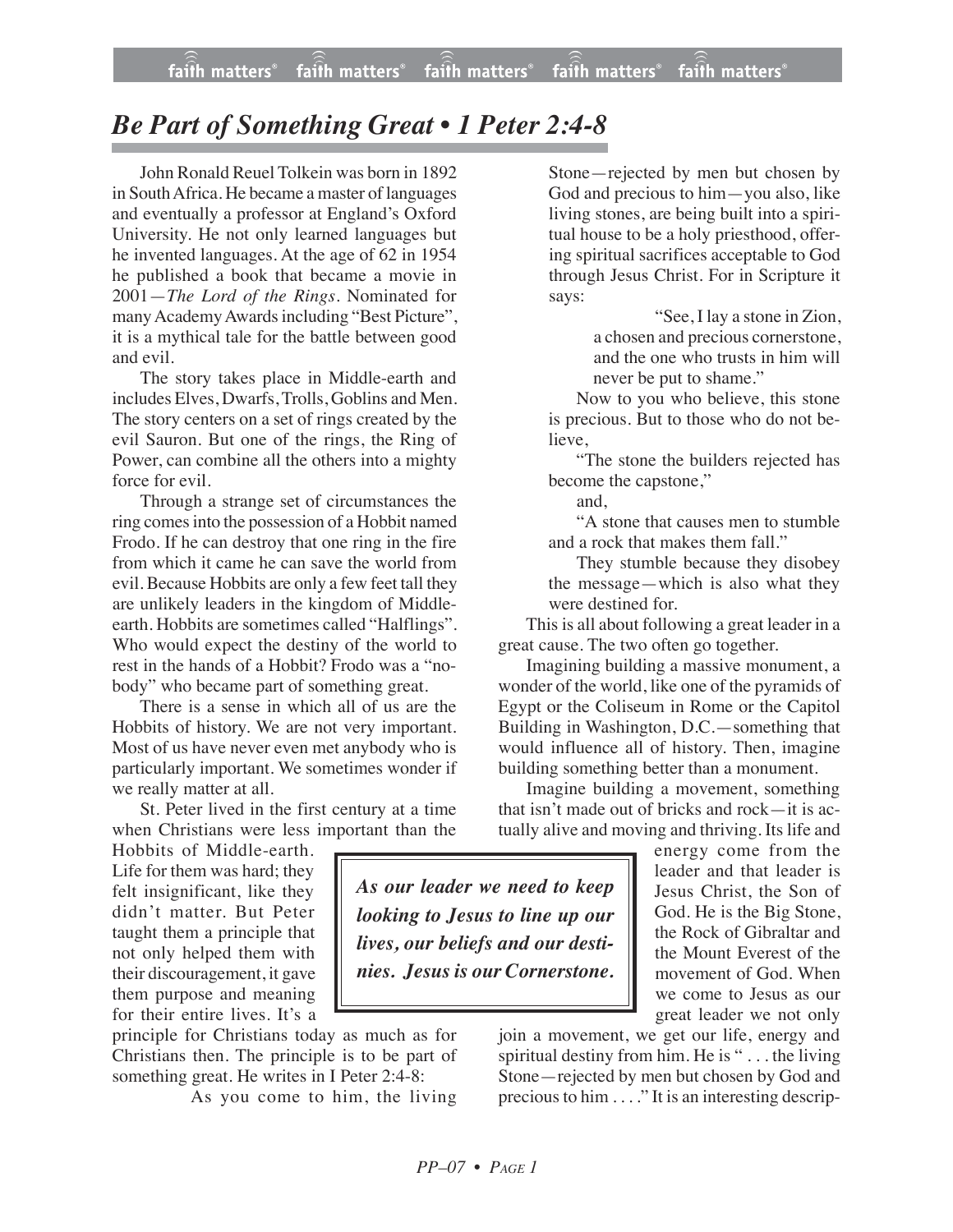## *Be Part of Something Great • 1 Peter 2:4-8*

John Ronald Reuel Tolkein was born in 1892 in South Africa. He became a master of languages and eventually a professor at England's Oxford University. He not only learned languages but he invented languages. At the age of 62 in 1954 he published a book that became a movie in 2001—*The Lord of the Rings*. Nominated for many Academy Awards including "Best Picture", it is a mythical tale for the battle between good and evil.

The story takes place in Middle-earth and includes Elves, Dwarfs, Trolls, Goblins and Men. The story centers on a set of rings created by the evil Sauron. But one of the rings, the Ring of Power, can combine all the others into a mighty force for evil.

Through a strange set of circumstances the ring comes into the possession of a Hobbit named Frodo. If he can destroy that one ring in the fire from which it came he can save the world from evil. Because Hobbits are only a few feet tall they are unlikely leaders in the kingdom of Middle-earth. Hobbits are sometimes called "Halflings". Who would expect the destiny of the world to rest in the hands of a Hobbit? Frodo was a "nobody" who became part of something great.

There is a sense in which all of us are the Hobbits of history. We are not very important. Most of us have never even met anybody who is particularly important. We sometimes wonder if we really matter at all.

St. Peter lived in the first century at a time when Christians were less important than the Hobbits of Middle-earth. Life for them was hard; they felt insignificant, like they didn't matter. But Peter taught them a principle that not only helped them with their discouragement, it gave them purpose and meaning for their entire lives. It's a principle for Christians today as much as for Christians then. The principle is to be part of something great. He writes in I Peter 2:4-8:

> As you come to him, the living Stone—rejected by men but chosen by God and precious to him—you also, like living stones, are being built into a spiritual house to be a holy priesthood, offering spiritual sacrifices acceptable to God through Jesus Christ. For in Scripture it says:
>
> "See, I lay a stone in Zion,
> a chosen and precious cornerstone,
> and the one who trusts in him will
> never be put to shame."
>
> Now to you who believe, this stone is precious. But to those who do not believe,
>
> "The stone the builders rejected has become the capstone,"
>
> and,
>
> "A stone that causes men to stumble and a rock that makes them fall."
>
> They stumble because they disobey the message—which is also what they were destined for.

This is all about following a great leader in a great cause. The two often go together.

Imagining building a massive monument, a wonder of the world, like one of the pyramids of Egypt or the Coliseum in Rome or the Capitol Building in Washington, D.C.—something that would influence all of history. Then, imagine building something better than a monument.

Imagine building a movement, something that isn't made out of bricks and rock—it is actually alive and moving and thriving. Its life and energy come from the leader and that leader is Jesus Christ, the Son of God. He is the Big Stone, the Rock of Gibraltar and the Mount Everest of the movement of God. When we come to Jesus as our great leader we not only join a movement, we get our life, energy and spiritual destiny from him. He is " . . . the living Stone—rejected by men but chosen by God and precious to him . . . ." It is an interesting descrip-

> ***As our leader we need to keep looking to Jesus to line up our lives, our beliefs and our destinies. Jesus is our Cornerstone.***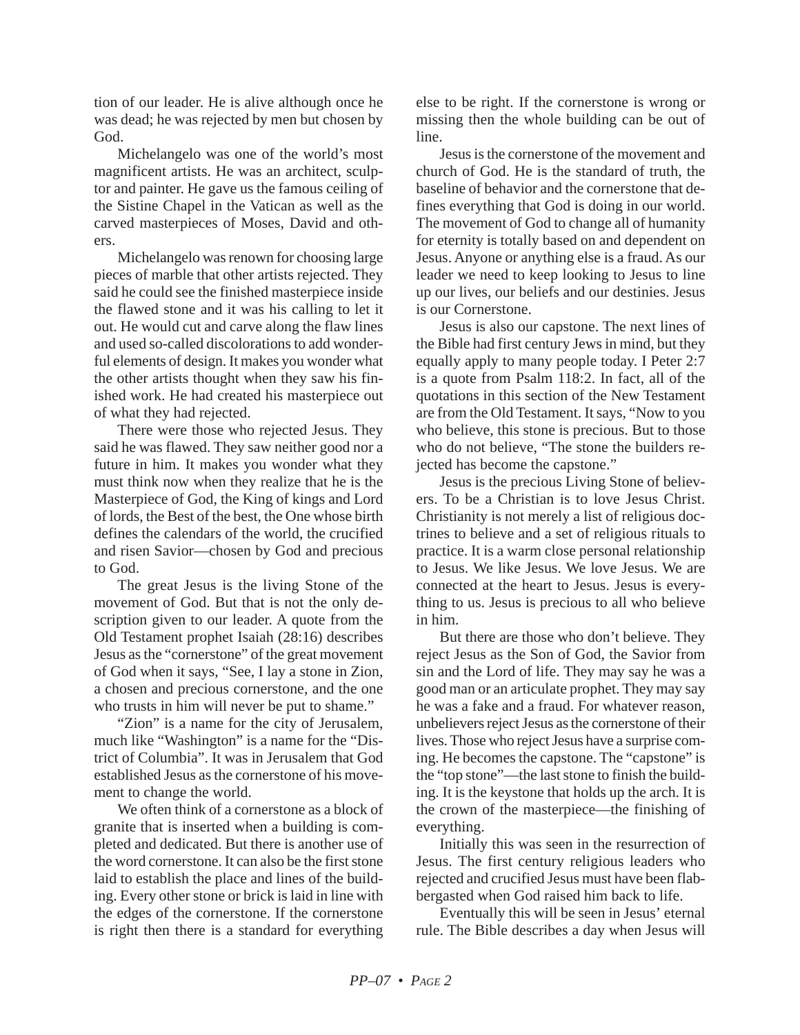tion of our leader. He is alive although once he was dead; he was rejected by men but chosen by God.

Michelangelo was one of the world's most magnificent artists. He was an architect, sculptor and painter. He gave us the famous ceiling of the Sistine Chapel in the Vatican as well as the carved masterpieces of Moses, David and others.

Michelangelo was renown for choosing large pieces of marble that other artists rejected. They said he could see the finished masterpiece inside the flawed stone and it was his calling to let it out. He would cut and carve along the flaw lines and used so-called discolorations to add wonderful elements of design. It makes you wonder what the other artists thought when they saw his finished work. He had created his masterpiece out of what they had rejected.

There were those who rejected Jesus. They said he was flawed. They saw neither good nor a future in him. It makes you wonder what they must think now when they realize that he is the Masterpiece of God, the King of kings and Lord of lords, the Best of the best, the One whose birth defines the calendars of the world, the crucified and risen Savior—chosen by God and precious to God.

The great Jesus is the living Stone of the movement of God. But that is not the only description given to our leader. A quote from the Old Testament prophet Isaiah (28:16) describes Jesus as the "cornerstone" of the great movement of God when it says, "See, I lay a stone in Zion, a chosen and precious cornerstone, and the one who trusts in him will never be put to shame."

"Zion" is a name for the city of Jerusalem, much like "Washington" is a name for the "District of Columbia". It was in Jerusalem that God established Jesus as the cornerstone of his movement to change the world.

We often think of a cornerstone as a block of granite that is inserted when a building is completed and dedicated. But there is another use of the word cornerstone. It can also be the first stone laid to establish the place and lines of the building. Every other stone or brick is laid in line with the edges of the cornerstone. If the cornerstone is right then there is a standard for everything else to be right. If the cornerstone is wrong or missing then the whole building can be out of line.

Jesus is the cornerstone of the movement and church of God. He is the standard of truth, the baseline of behavior and the cornerstone that defines everything that God is doing in our world. The movement of God to change all of humanity for eternity is totally based on and dependent on Jesus. Anyone or anything else is a fraud. As our leader we need to keep looking to Jesus to line up our lives, our beliefs and our destinies. Jesus is our Cornerstone.

Jesus is also our capstone. The next lines of the Bible had first century Jews in mind, but they equally apply to many people today. I Peter 2:7 is a quote from Psalm 118:2. In fact, all of the quotations in this section of the New Testament are from the Old Testament. It says, "Now to you who believe, this stone is precious. But to those who do not believe, "The stone the builders rejected has become the capstone."

Jesus is the precious Living Stone of believers. To be a Christian is to love Jesus Christ. Christianity is not merely a list of religious doctrines to believe and a set of religious rituals to practice. It is a warm close personal relationship to Jesus. We like Jesus. We love Jesus. We are connected at the heart to Jesus. Jesus is everything to us. Jesus is precious to all who believe in him.

But there are those who don't believe. They reject Jesus as the Son of God, the Savior from sin and the Lord of life. They may say he was a good man or an articulate prophet. They may say he was a fake and a fraud. For whatever reason, unbelievers reject Jesus as the cornerstone of their lives. Those who reject Jesus have a surprise coming. He becomes the capstone. The "capstone" is the "top stone"—the last stone to finish the building. It is the keystone that holds up the arch. It is the crown of the masterpiece—the finishing of everything.

Initially this was seen in the resurrection of Jesus. The first century religious leaders who rejected and crucified Jesus must have been flabbergasted when God raised him back to life.

Eventually this will be seen in Jesus' eternal rule. The Bible describes a day when Jesus will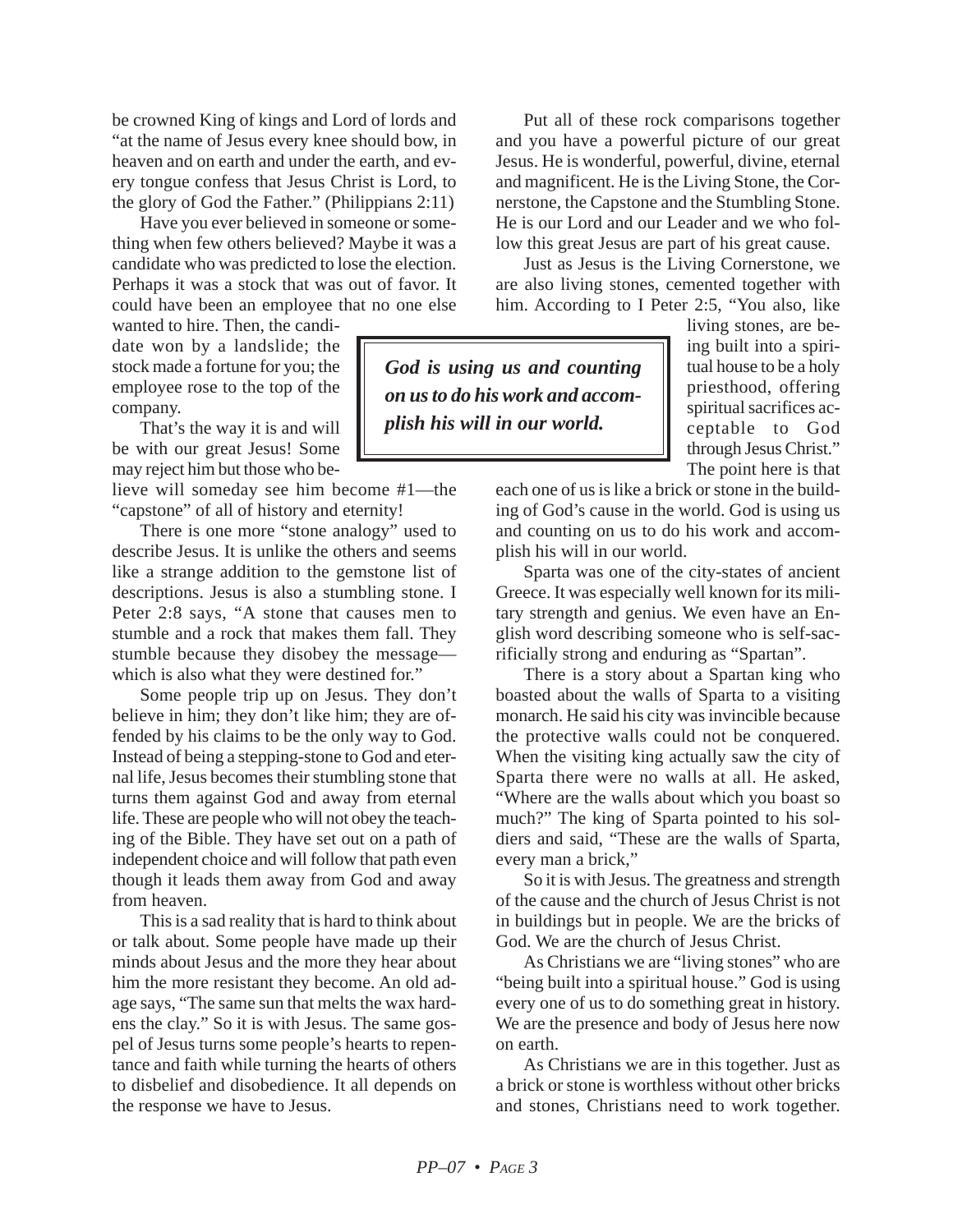be crowned King of kings and Lord of lords and "at the name of Jesus every knee should bow, in heaven and on earth and under the earth, and every tongue confess that Jesus Christ is Lord, to the glory of God the Father." (Philippians 2:11)

Have you ever believed in someone or something when few others believed? Maybe it was a candidate who was predicted to lose the election. Perhaps it was a stock that was out of favor. It could have been an employee that no one else wanted to hire. Then, the candidate won by a landslide; the stock made a fortune for you; the employee rose to the top of the company.

That's the way it is and will be with our great Jesus! Some may reject him but those who believe will someday see him become #1—the "capstone" of all of history and eternity!

There is one more "stone analogy" used to describe Jesus. It is unlike the others and seems like a strange addition to the gemstone list of descriptions. Jesus is also a stumbling stone. I Peter 2:8 says, "A stone that causes men to stumble and a rock that makes them fall. They stumble because they disobey the message—which is also what they were destined for."

Some people trip up on Jesus. They don't believe in him; they don't like him; they are offended by his claims to be the only way to God. Instead of being a stepping-stone to God and eternal life, Jesus becomes their stumbling stone that turns them against God and away from eternal life. These are people who will not obey the teaching of the Bible. They have set out on a path of independent choice and will follow that path even though it leads them away from God and away from heaven.

This is a sad reality that is hard to think about or talk about. Some people have made up their minds about Jesus and the more they hear about him the more resistant they become. An old adage says, "The same sun that melts the wax hardens the clay." So it is with Jesus. The same gospel of Jesus turns some people's hearts to repentance and faith while turning the hearts of others to disbelief and disobedience. It all depends on the response we have to Jesus.

Put all of these rock comparisons together and you have a powerful picture of our great Jesus. He is wonderful, powerful, divine, eternal and magnificent. He is the Living Stone, the Cornerstone, the Capstone and the Stumbling Stone. He is our Lord and our Leader and we who follow this great Jesus are part of his great cause.

Just as Jesus is the Living Cornerstone, we are also living stones, cemented together with him. According to I Peter 2:5, "You also, like living stones, are being built into a spiritual house to be a holy priesthood, offering spiritual sacrifices acceptable to God through Jesus Christ." The point here is that each one of us is like a brick or stone in the building of God's cause in the world. God is using us and counting on us to do his work and accomplish his will in our world.

> ***God is using us and counting on us to do his work and accomplish his will in our world.***

Sparta was one of the city-states of ancient Greece. It was especially well known for its military strength and genius. We even have an English word describing someone who is self-sacrificially strong and enduring as "Spartan".

There is a story about a Spartan king who boasted about the walls of Sparta to a visiting monarch. He said his city was invincible because the protective walls could not be conquered. When the visiting king actually saw the city of Sparta there were no walls at all. He asked, "Where are the walls about which you boast so much?" The king of Sparta pointed to his soldiers and said, "These are the walls of Sparta, every man a brick,"

So it is with Jesus. The greatness and strength of the cause and the church of Jesus Christ is not in buildings but in people. We are the bricks of God. We are the church of Jesus Christ.

As Christians we are "living stones" who are "being built into a spiritual house." God is using every one of us to do something great in history. We are the presence and body of Jesus here now on earth.

As Christians we are in this together. Just as a brick or stone is worthless without other bricks and stones, Christians need to work together.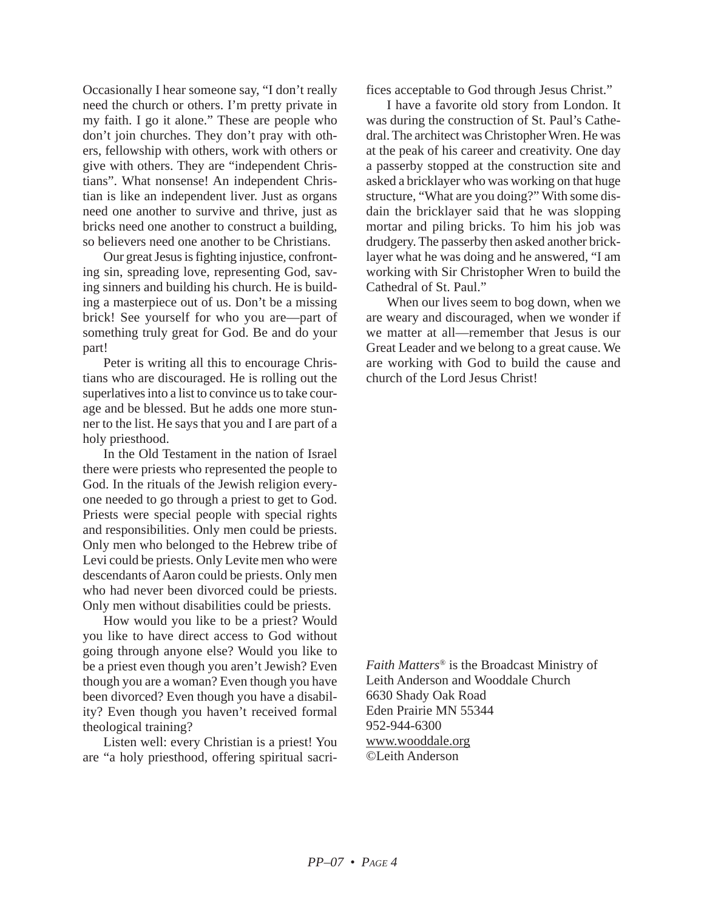Occasionally I hear someone say, "I don't really need the church or others. I'm pretty private in my faith. I go it alone." These are people who don't join churches. They don't pray with others, fellowship with others, work with others or give with others. They are "independent Christians". What nonsense! An independent Christian is like an independent liver. Just as organs need one another to survive and thrive, just as bricks need one another to construct a building, so believers need one another to be Christians.

Our great Jesus is fighting injustice, confronting sin, spreading love, representing God, saving sinners and building his church. He is building a masterpiece out of us. Don't be a missing brick! See yourself for who you are—part of something truly great for God. Be and do your part!

Peter is writing all this to encourage Christians who are discouraged. He is rolling out the superlatives into a list to convince us to take courage and be blessed. But he adds one more stunner to the list. He says that you and I are part of a holy priesthood.

In the Old Testament in the nation of Israel there were priests who represented the people to God. In the rituals of the Jewish religion everyone needed to go through a priest to get to God. Priests were special people with special rights and responsibilities. Only men could be priests. Only men who belonged to the Hebrew tribe of Levi could be priests. Only Levite men who were descendants of Aaron could be priests. Only men who had never been divorced could be priests. Only men without disabilities could be priests.

How would you like to be a priest? Would you like to have direct access to God without going through anyone else? Would you like to be a priest even though you aren't Jewish? Even though you are a woman? Even though you have been divorced? Even though you have a disability? Even though you haven't received formal theological training?

Listen well: every Christian is a priest! You are "a holy priesthood, offering spiritual sacrifices acceptable to God through Jesus Christ."

I have a favorite old story from London. It was during the construction of St. Paul's Cathedral. The architect was Christopher Wren. He was at the peak of his career and creativity. One day a passerby stopped at the construction site and asked a bricklayer who was working on that huge structure, "What are you doing?" With some disdain the bricklayer said that he was slopping mortar and piling bricks. To him his job was drudgery. The passerby then asked another bricklayer what he was doing and he answered, "I am working with Sir Christopher Wren to build the Cathedral of St. Paul."

When our lives seem to bog down, when we are weary and discouraged, when we wonder if we matter at all—remember that Jesus is our Great Leader and we belong to a great cause. We are working with God to build the cause and church of the Lord Jesus Christ!

*Faith Matters*® is the Broadcast Ministry of
Leith Anderson and Wooddale Church
6630 Shady Oak Road
Eden Prairie MN 55344
952-944-6300
www.wooddale.org
©Leith Anderson